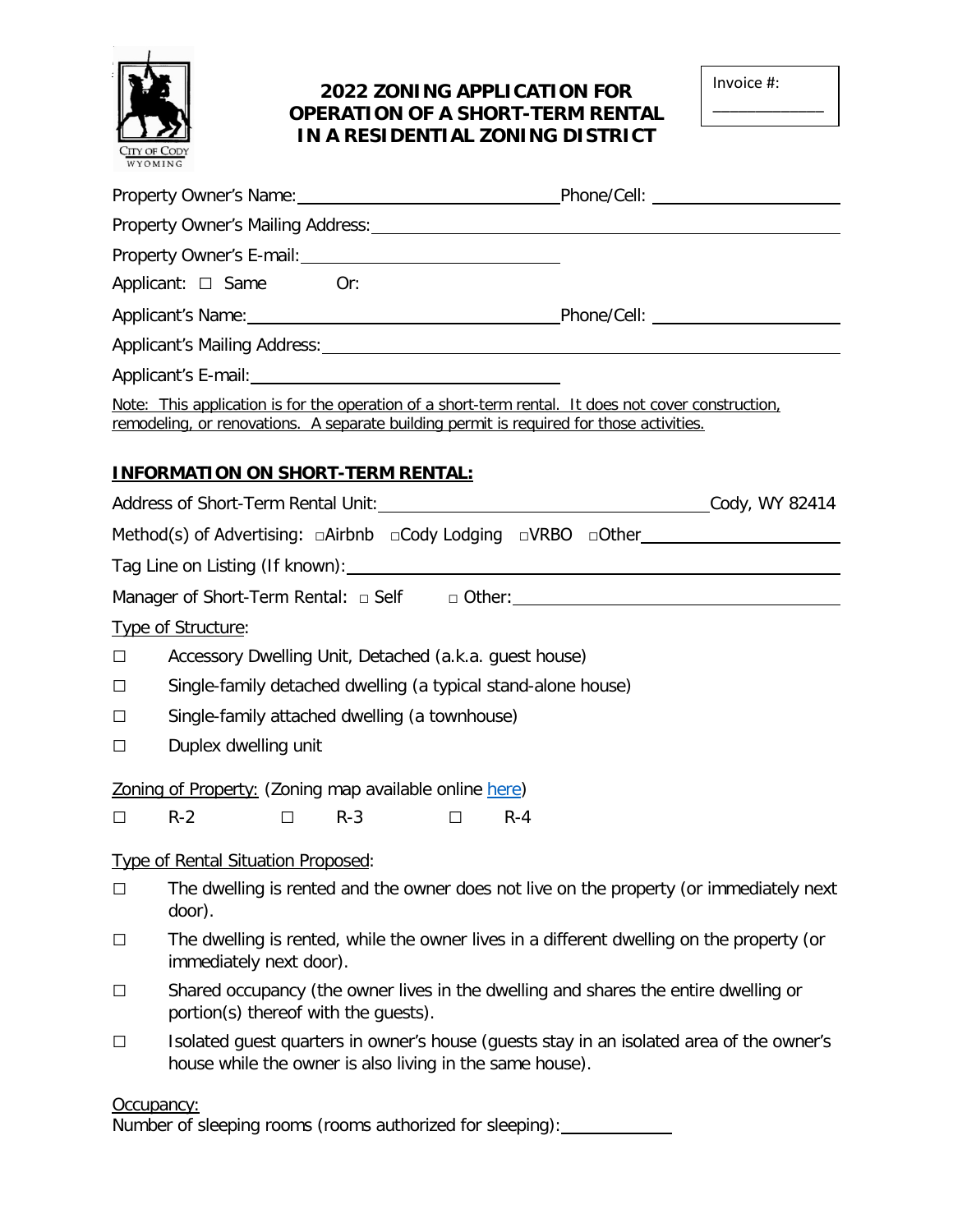Invoice #: ____________

# 2022 ZONING APPLICATION FOR OPERATION OF A SHORT-TERM RENTAL IN A RESIDENTIAL ZONING DISTRICT

Property Owner's Name: ______________________ Phone/Cell: ______________________

Property Owner's Mailing Address: ______________________

Property Owner's E-mail: ______________________

Applicant: ☐ Same Or:

Applicant's Name: ______________________ Phone/Cell: ______________________

Applicant's Mailing Address: ______________________

Applicant's E-mail: ______________________

Note: This application is for the operation of a short-term rental. It does not cover construction, remodeling, or renovations. A separate building permit is required for those activities.

## INFORMATION ON SHORT-TERM RENTAL:

Address of Short-Term Rental Unit: ______________________ Cody, WY 82414

Method(s) of Advertising: ☐Airbnb ☐Cody Lodging ☐VRBO ☐Other ______________________

Tag Line on Listing (If known): ______________________

Manager of Short-Term Rental: ☐ Self ☐ Other: ______________________

Type of Structure:

- ☐ Accessory Dwelling Unit, Detached (a.k.a. guest house)
- ☐ Single-family detached dwelling (a typical stand-alone house)
- ☐ Single-family attached dwelling (a townhouse)
- ☐ Duplex dwelling unit

Zoning of Property: (Zoning map available online [here](here))

☐ R-2 ☐ R-3 ☐ R-4

Type of Rental Situation Proposed:

- ☐ The dwelling is rented and the owner does not live on the property (or immediately next door).
- ☐ The dwelling is rented, while the owner lives in a different dwelling on the property (or immediately next door).
- ☐ Shared occupancy (the owner lives in the dwelling and shares the entire dwelling or portion(s) thereof with the guests).
- ☐ Isolated guest quarters in owner's house (guests stay in an isolated area of the owner's house while the owner is also living in the same house).

Occupancy:

Number of sleeping rooms (rooms authorized for sleeping): ____________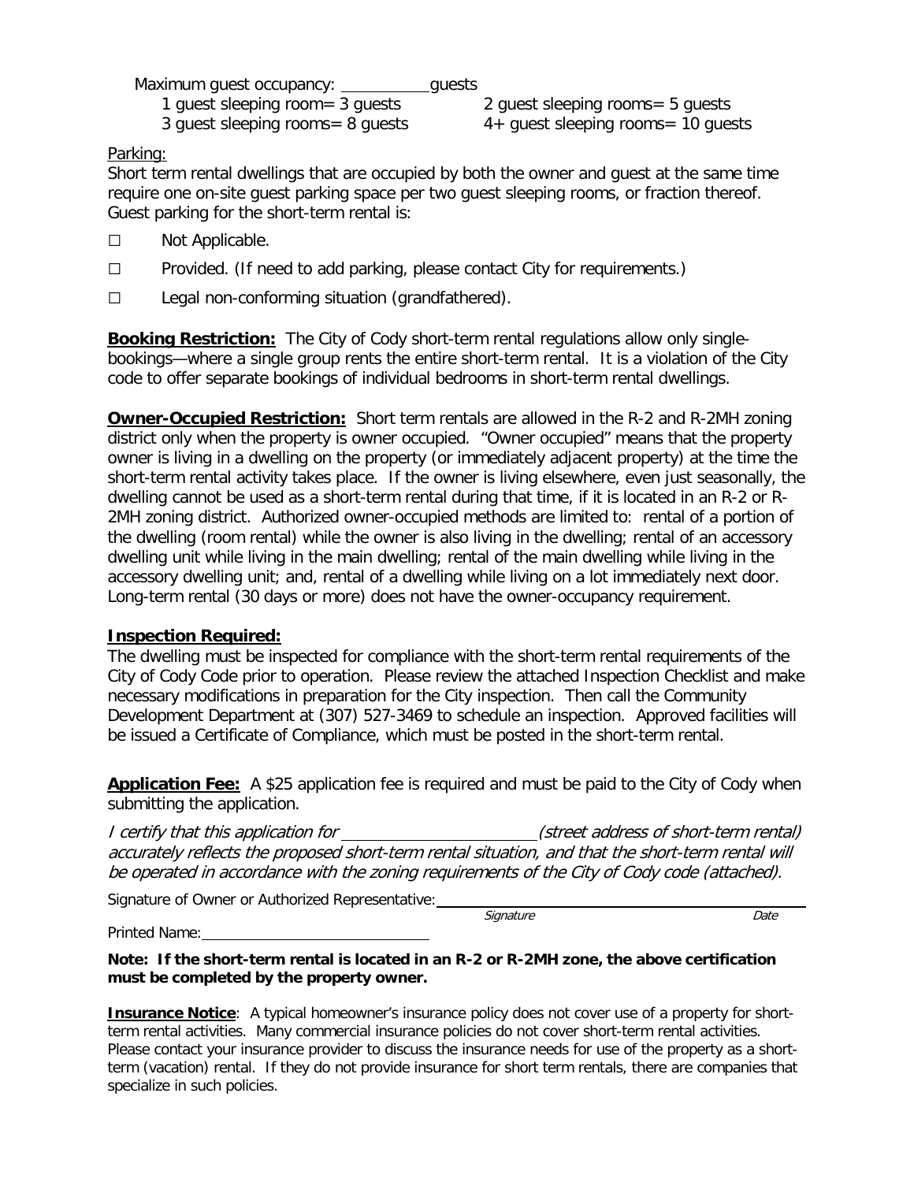Maximum guest occupancy: ___________ guests

1 guest sleeping room= 3 guests    2 guest sleeping rooms= 5 guests

3 guest sleeping rooms= 8 guests    4+ guest sleeping rooms= 10 guests

Parking:

Short term rental dwellings that are occupied by both the owner and guest at the same time require one on-site guest parking space per two guest sleeping rooms, or fraction thereof. Guest parking for the short-term rental is:

☐ Not Applicable.

☐ Provided. (If need to add parking, please contact City for requirements.)

☐ Legal non-conforming situation (grandfathered).

**Booking Restriction:** The City of Cody short-term rental regulations allow only single-bookings—where a single group rents the entire short-term rental. It is a violation of the City code to offer separate bookings of individual bedrooms in short-term rental dwellings.

**Owner-Occupied Restriction:** Short term rentals are allowed in the R-2 and R-2MH zoning district only when the property is owner occupied. "Owner occupied" means that the property owner is living in a dwelling on the property (or immediately adjacent property) at the time the short-term rental activity takes place. If the owner is living elsewhere, even just seasonally, the dwelling cannot be used as a short-term rental during that time, if it is located in an R-2 or R-2MH zoning district. Authorized owner-occupied methods are limited to: rental of a portion of the dwelling (room rental) while the owner is also living in the dwelling; rental of an accessory dwelling unit while living in the main dwelling; rental of the main dwelling while living in the accessory dwelling unit; and, rental of a dwelling while living on a lot immediately next door. Long-term rental (30 days or more) does not have the owner-occupancy requirement.

**Inspection Required:**

The dwelling must be inspected for compliance with the short-term rental requirements of the City of Cody Code prior to operation. Please review the attached Inspection Checklist and make necessary modifications in preparation for the City inspection. Then call the Community Development Department at (307) 527-3469 to schedule an inspection. Approved facilities will be issued a Certificate of Compliance, which must be posted in the short-term rental.

**Application Fee:** A $25 application fee is required and must be paid to the City of Cody when submitting the application.

*I certify that this application for _______________________ (street address of short-term rental) accurately reflects the proposed short-term rental situation, and that the short-term rental will be operated in accordance with the zoning requirements of the City of Cody code (attached).*

Signature of Owner or Authorized Representative: _______________________________________

*Signature*    *Date*

Printed Name: ____________________________

**Note: If the short-term rental is located in an R-2 or R-2MH zone, the above certification must be completed by the property owner.**

**Insurance Notice**: A typical homeowner's insurance policy does not cover use of a property for short-term rental activities. Many commercial insurance policies do not cover short-term rental activities. Please contact your insurance provider to discuss the insurance needs for use of the property as a short-term (vacation) rental. If they do not provide insurance for short term rentals, there are companies that specialize in such policies.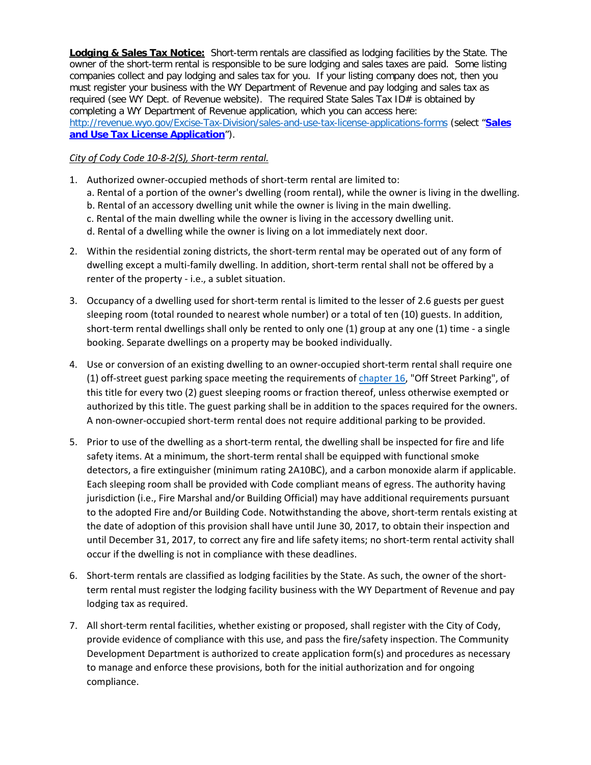**Lodging & Sales Tax Notice:** Short-term rentals are classified as lodging facilities by the State. The owner of the short-term rental is responsible to be sure lodging and sales taxes are paid. Some listing companies collect and pay lodging and sales tax for you. If your listing company does not, then you must register your business with the WY Department of Revenue and pay lodging and sales tax as required (see WY Dept. of Revenue website). The required State Sales Tax ID# is obtained by completing a WY Department of Revenue application, which you can access here: http://revenue.wyo.gov/Excise-Tax-Division/sales-and-use-tax-license-applications-forms (select "**Sales and Use Tax License Application**").

*City of Cody Code 10-8-2(S), Short-term rental.*

1. Authorized owner-occupied methods of short-term rental are limited to:
   a. Rental of a portion of the owner's dwelling (room rental), while the owner is living in the dwelling.
   b. Rental of an accessory dwelling unit while the owner is living in the main dwelling.
   c. Rental of the main dwelling while the owner is living in the accessory dwelling unit.
   d. Rental of a dwelling while the owner is living on a lot immediately next door.

2. Within the residential zoning districts, the short-term rental may be operated out of any form of dwelling except a multi-family dwelling. In addition, short-term rental shall not be offered by a renter of the property - i.e., a sublet situation.

3. Occupancy of a dwelling used for short-term rental is limited to the lesser of 2.6 guests per guest sleeping room (total rounded to nearest whole number) or a total of ten (10) guests. In addition, short-term rental dwellings shall only be rented to only one (1) group at any one (1) time - a single booking. Separate dwellings on a property may be booked individually.

4. Use or conversion of an existing dwelling to an owner-occupied short-term rental shall require one (1) off-street guest parking space meeting the requirements of chapter 16, "Off Street Parking", of this title for every two (2) guest sleeping rooms or fraction thereof, unless otherwise exempted or authorized by this title. The guest parking shall be in addition to the spaces required for the owners. A non-owner-occupied short-term rental does not require additional parking to be provided.

5. Prior to use of the dwelling as a short-term rental, the dwelling shall be inspected for fire and life safety items. At a minimum, the short-term rental shall be equipped with functional smoke detectors, a fire extinguisher (minimum rating 2A10BC), and a carbon monoxide alarm if applicable. Each sleeping room shall be provided with Code compliant means of egress. The authority having jurisdiction (i.e., Fire Marshal and/or Building Official) may have additional requirements pursuant to the adopted Fire and/or Building Code. Notwithstanding the above, short-term rentals existing at the date of adoption of this provision shall have until June 30, 2017, to obtain their inspection and until December 31, 2017, to correct any fire and life safety items; no short-term rental activity shall occur if the dwelling is not in compliance with these deadlines.

6. Short-term rentals are classified as lodging facilities by the State. As such, the owner of the short-term rental must register the lodging facility business with the WY Department of Revenue and pay lodging tax as required.

7. All short-term rental facilities, whether existing or proposed, shall register with the City of Cody, provide evidence of compliance with this use, and pass the fire/safety inspection. The Community Development Department is authorized to create application form(s) and procedures as necessary to manage and enforce these provisions, both for the initial authorization and for ongoing compliance.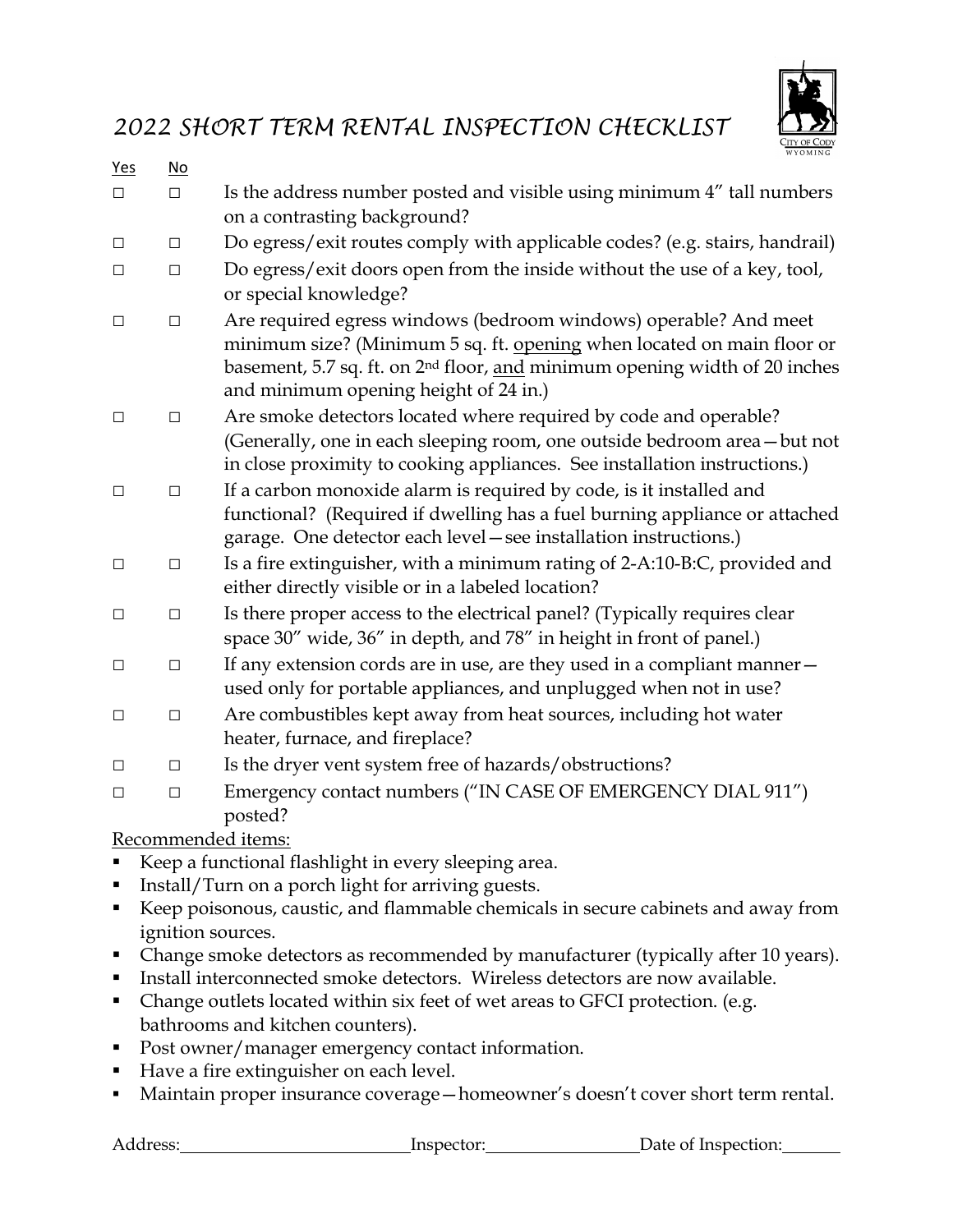# 2022 SHORT TERM RENTAL INSPECTION CHECKLIST

CITY OF CODY
WYOMING

| Yes | No | |
|---|---|---|
| □ | □ | Is the address number posted and visible using minimum 4" tall numbers on a contrasting background? |
| □ | □ | Do egress/exit routes comply with applicable codes? (e.g. stairs, handrail) |
| □ | □ | Do egress/exit doors open from the inside without the use of a key, tool, or special knowledge? |
| □ | □ | Are required egress windows (bedroom windows) operable? And meet minimum size? (Minimum 5 sq. ft. opening when located on main floor or basement, 5.7 sq. ft. on 2nd floor, and minimum opening width of 20 inches and minimum opening height of 24 in.) |
| □ | □ | Are smoke detectors located where required by code and operable? (Generally, one in each sleeping room, one outside bedroom area—but not in close proximity to cooking appliances. See installation instructions.) |
| □ | □ | If a carbon monoxide alarm is required by code, is it installed and functional? (Required if dwelling has a fuel burning appliance or attached garage. One detector each level—see installation instructions.) |
| □ | □ | Is a fire extinguisher, with a minimum rating of 2-A:10-B:C, provided and either directly visible or in a labeled location? |
| □ | □ | Is there proper access to the electrical panel? (Typically requires clear space 30" wide, 36" in depth, and 78" in height in front of panel.) |
| □ | □ | If any extension cords are in use, are they used in a compliant manner—used only for portable appliances, and unplugged when not in use? |
| □ | □ | Are combustibles kept away from heat sources, including hot water heater, furnace, and fireplace? |
| □ | □ | Is the dryer vent system free of hazards/obstructions? |
| □ | □ | Emergency contact numbers ("IN CASE OF EMERGENCY DIAL 911") posted? |

Recommended items:

- Keep a functional flashlight in every sleeping area.
- Install/Turn on a porch light for arriving guests.
- Keep poisonous, caustic, and flammable chemicals in secure cabinets and away from ignition sources.
- Change smoke detectors as recommended by manufacturer (typically after 10 years).
- Install interconnected smoke detectors. Wireless detectors are now available.
- Change outlets located within six feet of wet areas to GFCI protection. (e.g. bathrooms and kitchen counters).
- Post owner/manager emergency contact information.
- Have a fire extinguisher on each level.
- Maintain proper insurance coverage—homeowner's doesn't cover short term rental.

Address:\_\_\_\_\_\_\_\_\_\_\_\_\_\_\_\_ Inspector:\_\_\_\_\_\_\_\_\_\_\_\_ Date of Inspection:\_\_\_\_\_\_